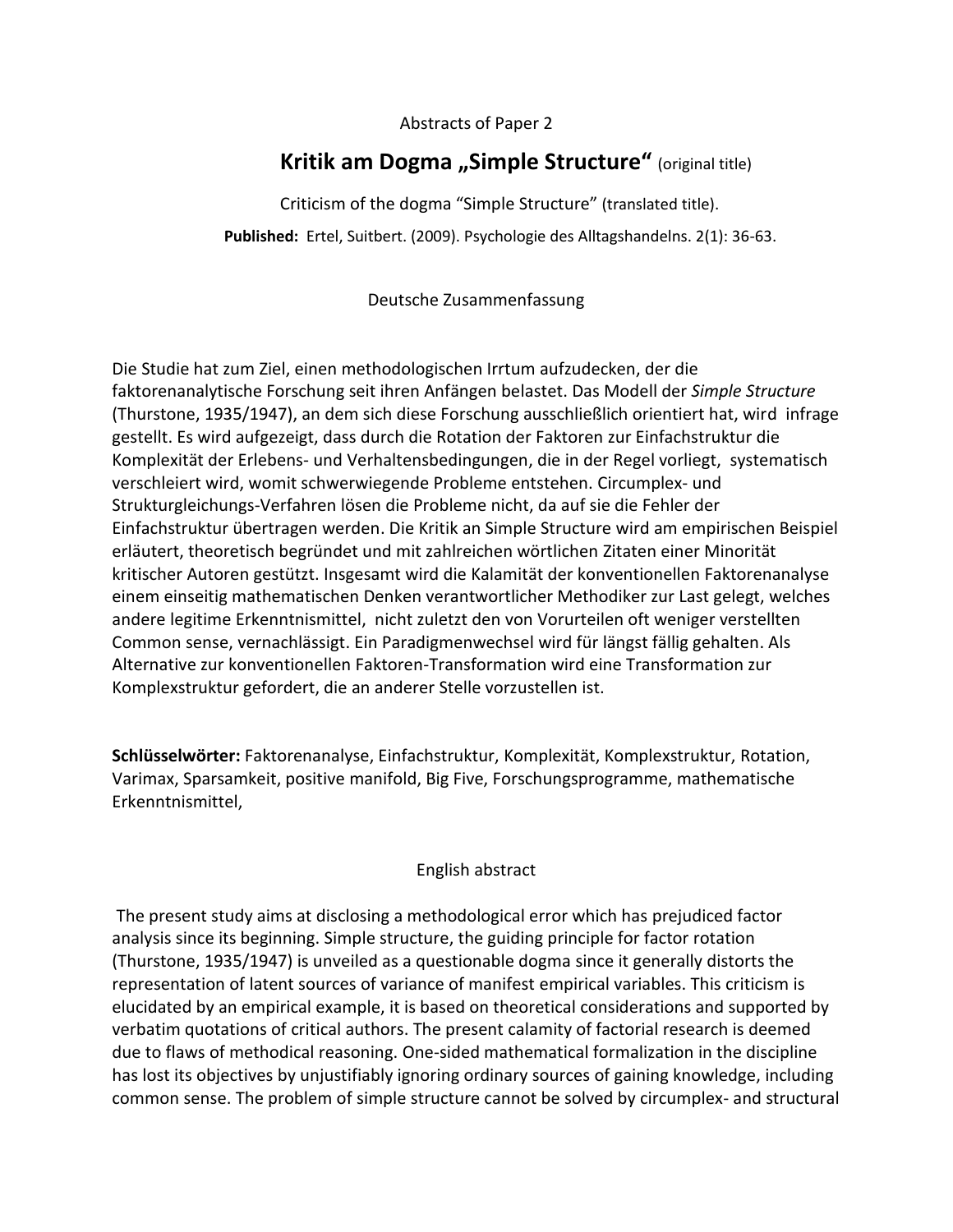Abstracts of Paper 2

# Kritik am Dogma „Simple Structure“ (original title)

Criticism of the dogma “Simple Structure” (translated title).

**Published:** Ertel, Suitbert. (2009). Psychologie des Alltagshandelns. 2(1): 36-63.

## Deutsche Zusammenfassung

Die Studie hat zum Ziel, einen methodologischen Irrtum aufzudecken, der die faktorenanalytische Forschung seit ihren Anfängen belastet. Das Modell der *Simple Structure* (Thurstone, 1935/1947), an dem sich diese Forschung ausschließlich orientiert hat, wird infrage gestellt. Es wird aufgezeigt, dass durch die Rotation der Faktoren zur Einfachstruktur die Komplexität der Erlebens- und Verhaltensbedingungen, die in der Regel vorliegt, systematisch verschleiert wird, womit schwerwiegende Probleme entstehen. Circumplex- und Strukturgleichungs-Verfahren lösen die Probleme nicht, da auf sie die Fehler der Einfachstruktur übertragen werden. Die Kritik an Simple Structure wird am empirischen Beispiel erläutert, theoretisch begründet und mit zahlreichen wörtlichen Zitaten einer Minorität kritischer Autoren gestützt. Insgesamt wird die Kalamität der konventionellen Faktorenanalyse einem einseitig mathematischen Denken verantwortlicher Methodiker zur Last gelegt, welches andere legitime Erkenntnismittel, nicht zuletzt den von Vorurteilen oft weniger verstellten Common sense, vernachlässigt. Ein Paradigmenwechsel wird für längst fällig gehalten. Als Alternative zur konventionellen Faktoren-Transformation wird eine Transformation zur Komplexstruktur gefordert, die an anderer Stelle vorzustellen ist.

**Schlüsselwörter:** Faktorenanalyse, Einfachstruktur, Komplexität, Komplexstruktur, Rotation, Varimax, Sparsamkeit, positive manifold, Big Five, Forschungsprogramme, mathematische Erkenntnismittel,

## English abstract

The present study aims at disclosing a methodological error which has prejudiced factor analysis since its beginning. Simple structure, the guiding principle for factor rotation (Thurstone, 1935/1947) is unveiled as a questionable dogma since it generally distorts the representation of latent sources of variance of manifest empirical variables. This criticism is elucidated by an empirical example, it is based on theoretical considerations and supported by verbatim quotations of critical authors. The present calamity of factorial research is deemed due to flaws of methodical reasoning. One-sided mathematical formalization in the discipline has lost its objectives by unjustifiably ignoring ordinary sources of gaining knowledge, including common sense. The problem of simple structure cannot be solved by circumplex- and structural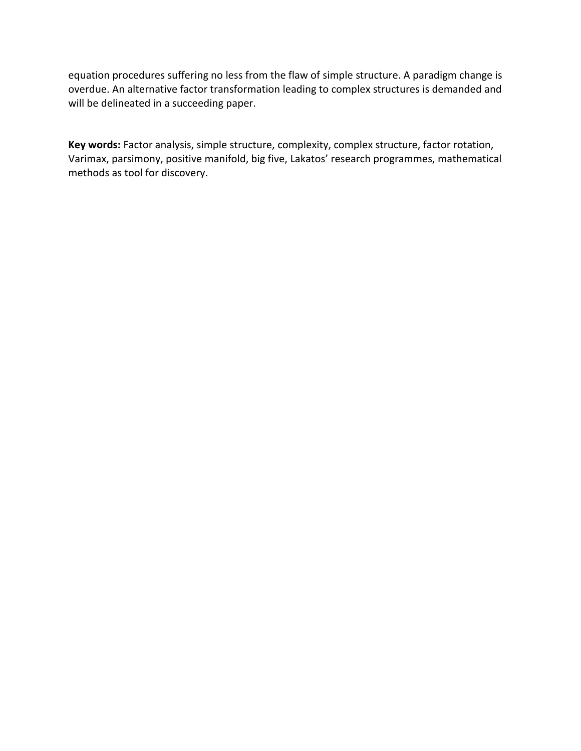equation procedures suffering no less from the flaw of simple structure. A paradigm change is overdue. An alternative factor transformation leading to complex structures is demanded and will be delineated in a succeeding paper.

**Key words:** Factor analysis, simple structure, complexity, complex structure, factor rotation, Varimax, parsimony, positive manifold, big five, Lakatos' research programmes, mathematical methods as tool for discovery.